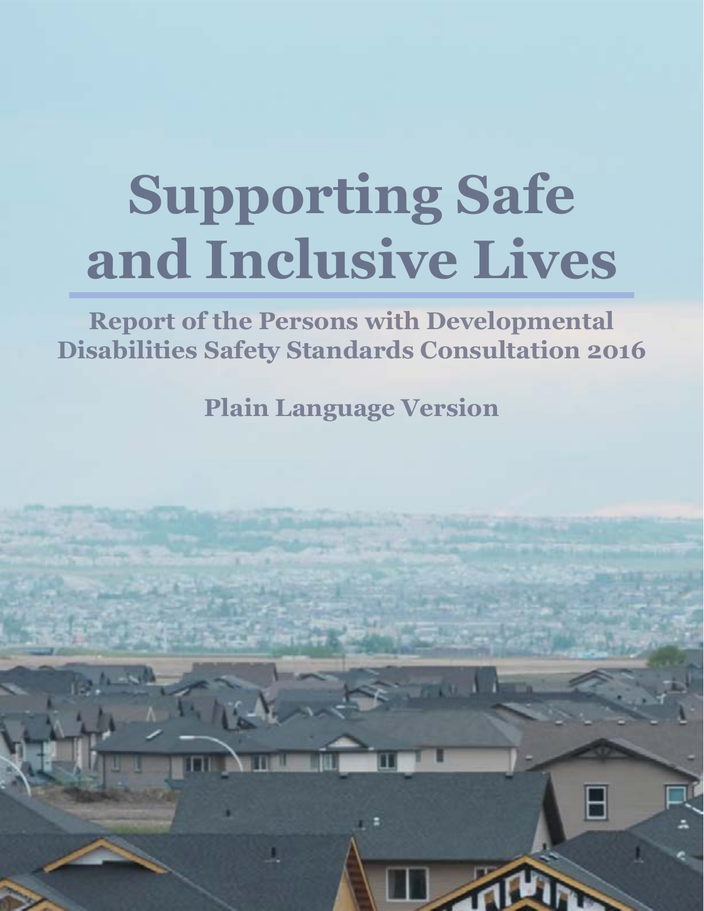# Supporting Safe and Inclusive Lives

## Report of the Persons with Developmental Disabilities Safety Standards Consultation 2016

### Plain Language Version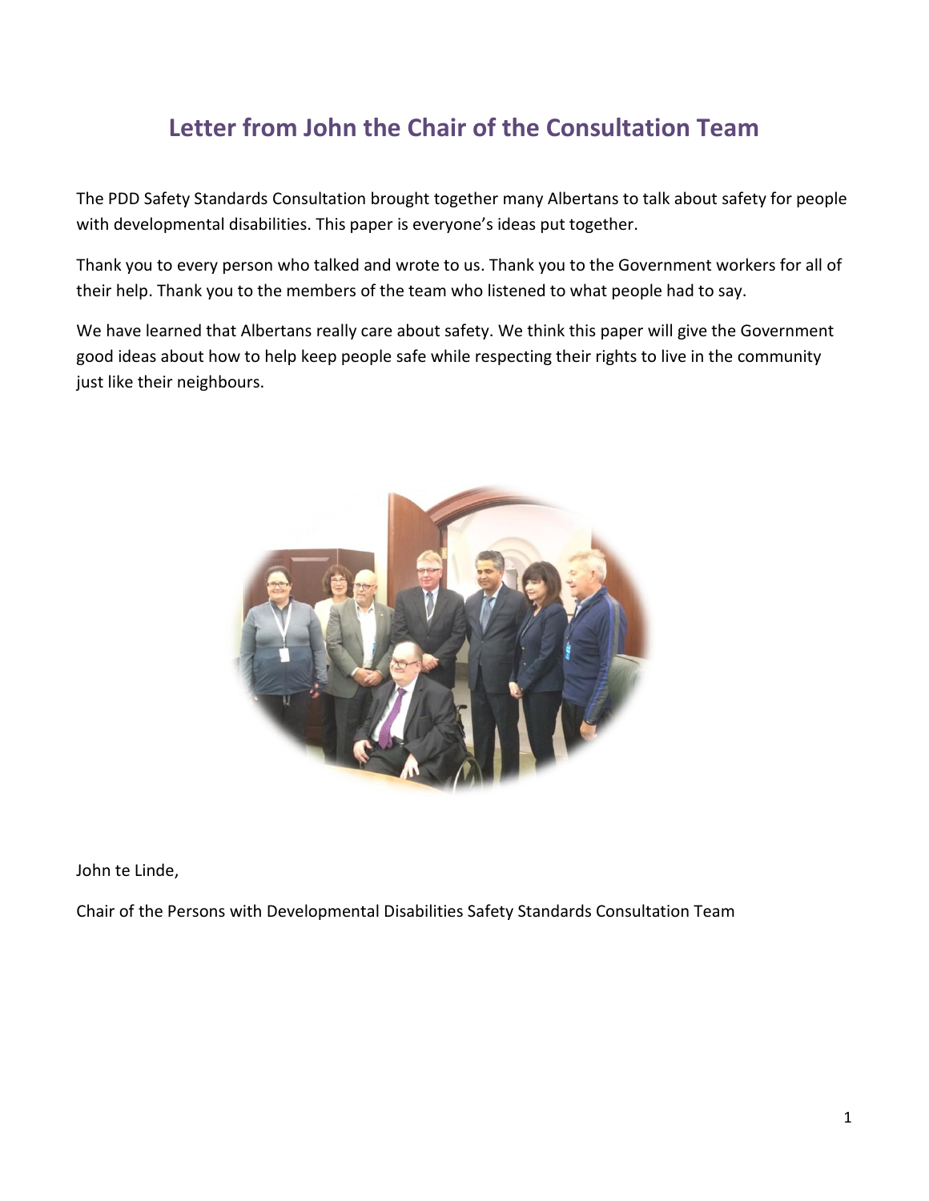# Letter from John the Chair of the Consultation Team

The PDD Safety Standards Consultation brought together many Albertans to talk about safety for people with developmental disabilities. This paper is everyone's ideas put together.

Thank you to every person who talked and wrote to us. Thank you to the Government workers for all of their help. Thank you to the members of the team who listened to what people had to say.

We have learned that Albertans really care about safety. We think this paper will give the Government good ideas about how to help keep people safe while respecting their rights to live in the community just like their neighbours.

John te Linde,

Chair of the Persons with Developmental Disabilities Safety Standards Consultation Team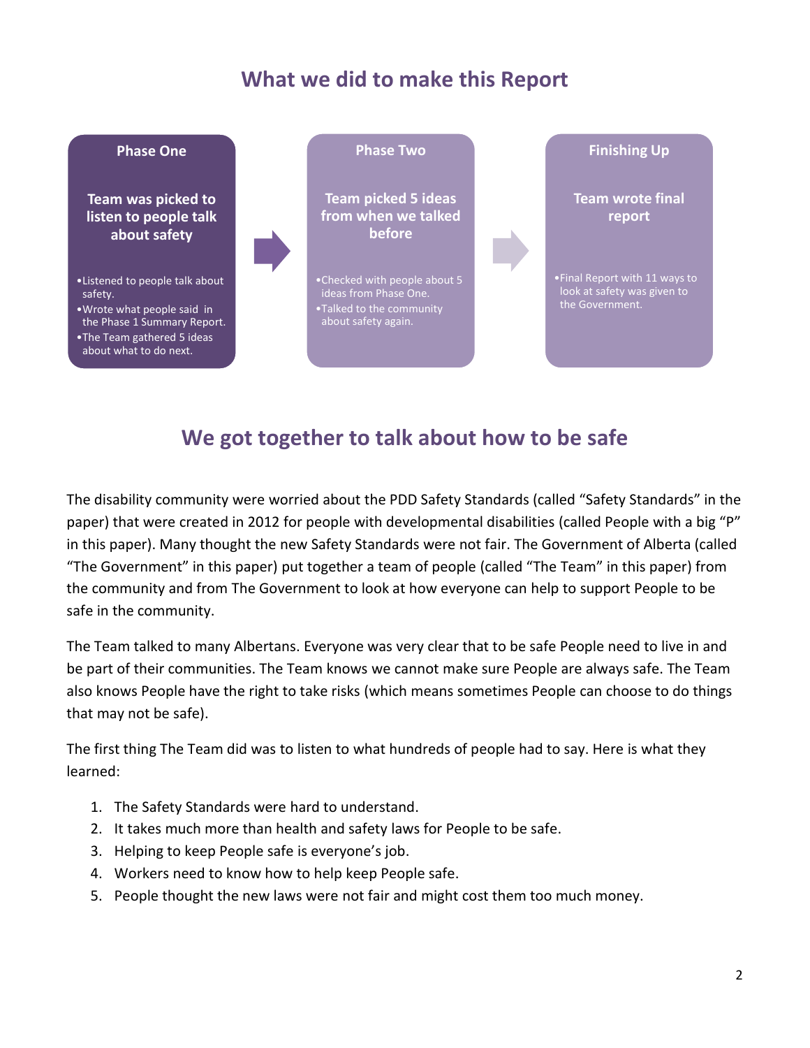## What we did to make this Report

**Phase One**

**Team was picked to listen to people talk about safety**

- Listened to people talk about safety.
- Wrote what people said in the Phase 1 Summary Report.
- The Team gathered 5 ideas about what to do next.

**Phase Two**

**Team picked 5 ideas from when we talked before**

- Checked with people about 5 ideas from Phase One.
- Talked to the community about safety again.

**Finishing Up**

**Team wrote final report**

- Final Report with 11 ways to look at safety was given to the Government.

## We got together to talk about how to be safe

The disability community were worried about the PDD Safety Standards (called "Safety Standards" in the paper) that were created in 2012 for people with developmental disabilities (called People with a big "P" in this paper). Many thought the new Safety Standards were not fair. The Government of Alberta (called "The Government" in this paper) put together a team of people (called "The Team" in this paper) from the community and from The Government to look at how everyone can help to support People to be safe in the community.

The Team talked to many Albertans. Everyone was very clear that to be safe People need to live in and be part of their communities. The Team knows we cannot make sure People are always safe. The Team also knows People have the right to take risks (which means sometimes People can choose to do things that may not be safe).

The first thing The Team did was to listen to what hundreds of people had to say. Here is what they learned:

1. The Safety Standards were hard to understand.
2. It takes much more than health and safety laws for People to be safe.
3. Helping to keep People safe is everyone's job.
4. Workers need to know how to help keep People safe.
5. People thought the new laws were not fair and might cost them too much money.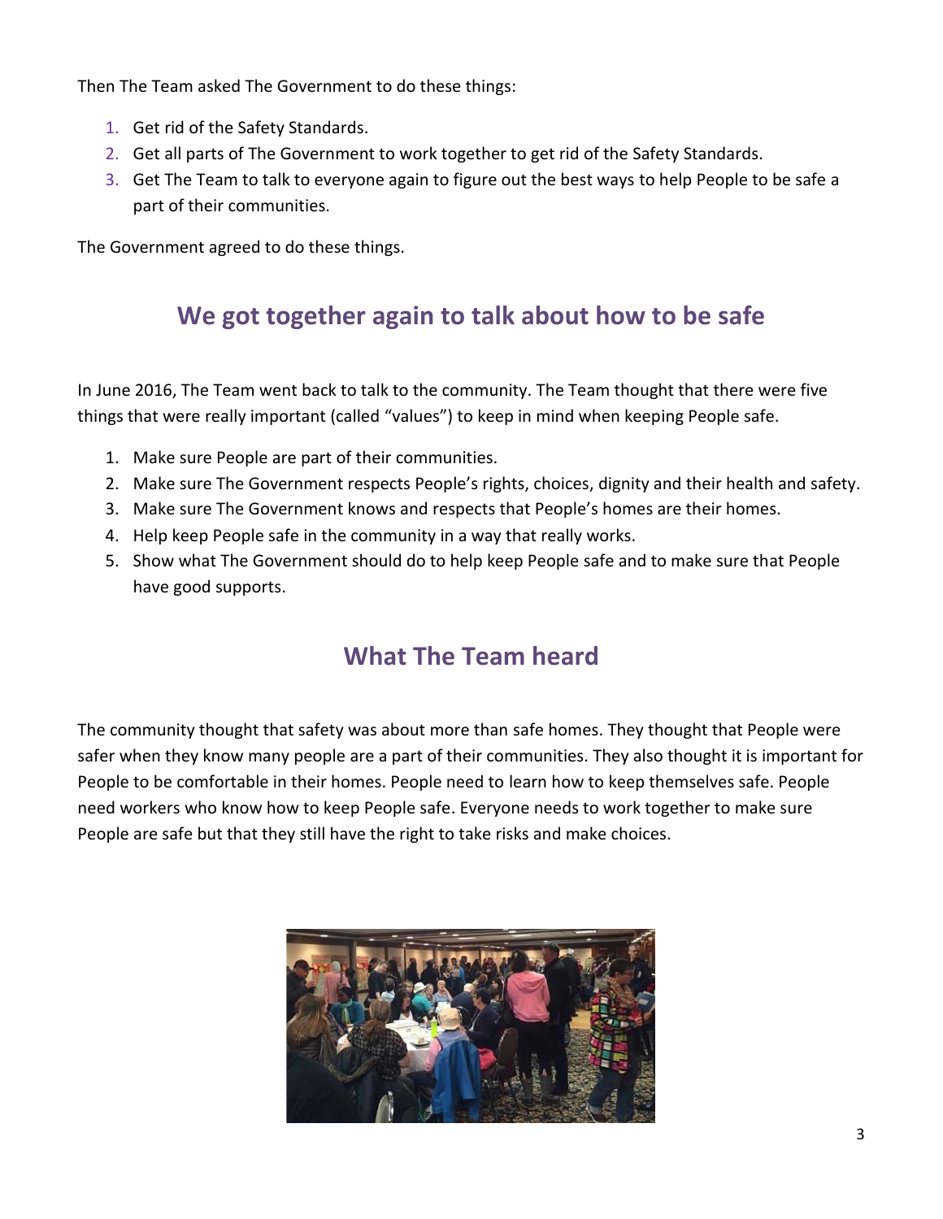Then The Team asked The Government to do these things:

1. Get rid of the Safety Standards.
2. Get all parts of The Government to work together to get rid of the Safety Standards.
3. Get The Team to talk to everyone again to figure out the best ways to help People to be safe a part of their communities.

The Government agreed to do these things.

## We got together again to talk about how to be safe

In June 2016, The Team went back to talk to the community. The Team thought that there were five things that were really important (called "values") to keep in mind when keeping People safe.

1. Make sure People are part of their communities.
2. Make sure The Government respects People's rights, choices, dignity and their health and safety.
3. Make sure The Government knows and respects that People's homes are their homes.
4. Help keep People safe in the community in a way that really works.
5. Show what The Government should do to help keep People safe and to make sure that People have good supports.

## What The Team heard

The community thought that safety was about more than safe homes. They thought that People were safer when they know many people are a part of their communities. They also thought it is important for People to be comfortable in their homes. People need to learn how to keep themselves safe. People need workers who know how to keep People safe. Everyone needs to work together to make sure People are safe but that they still have the right to take risks and make choices.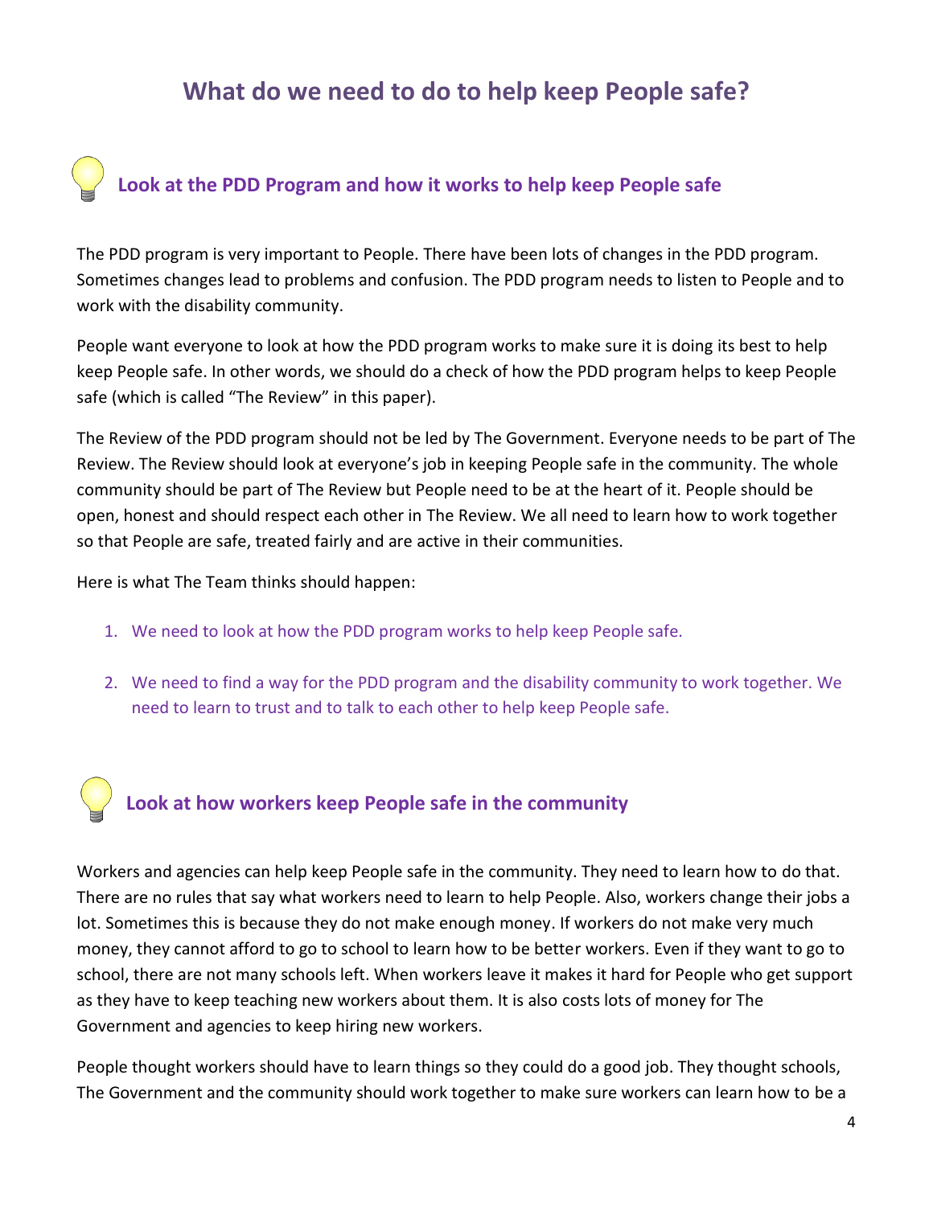# What do we need to do to help keep People safe?

## Look at the PDD Program and how it works to help keep People safe

The PDD program is very important to People. There have been lots of changes in the PDD program. Sometimes changes lead to problems and confusion. The PDD program needs to listen to People and to work with the disability community.

People want everyone to look at how the PDD program works to make sure it is doing its best to help keep People safe. In other words, we should do a check of how the PDD program helps to keep People safe (which is called "The Review" in this paper).

The Review of the PDD program should not be led by The Government. Everyone needs to be part of The Review. The Review should look at everyone's job in keeping People safe in the community. The whole community should be part of The Review but People need to be at the heart of it. People should be open, honest and should respect each other in The Review. We all need to learn how to work together so that People are safe, treated fairly and are active in their communities.

Here is what The Team thinks should happen:

1. We need to look at how the PDD program works to help keep People safe.
2. We need to find a way for the PDD program and the disability community to work together. We need to learn to trust and to talk to each other to help keep People safe.

## Look at how workers keep People safe in the community

Workers and agencies can help keep People safe in the community. They need to learn how to do that. There are no rules that say what workers need to learn to help People. Also, workers change their jobs a lot. Sometimes this is because they do not make enough money. If workers do not make very much money, they cannot afford to go to school to learn how to be better workers. Even if they want to go to school, there are not many schools left. When workers leave it makes it hard for People who get support as they have to keep teaching new workers about them. It is also costs lots of money for The Government and agencies to keep hiring new workers.

People thought workers should have to learn things so they could do a good job. They thought schools, The Government and the community should work together to make sure workers can learn how to be a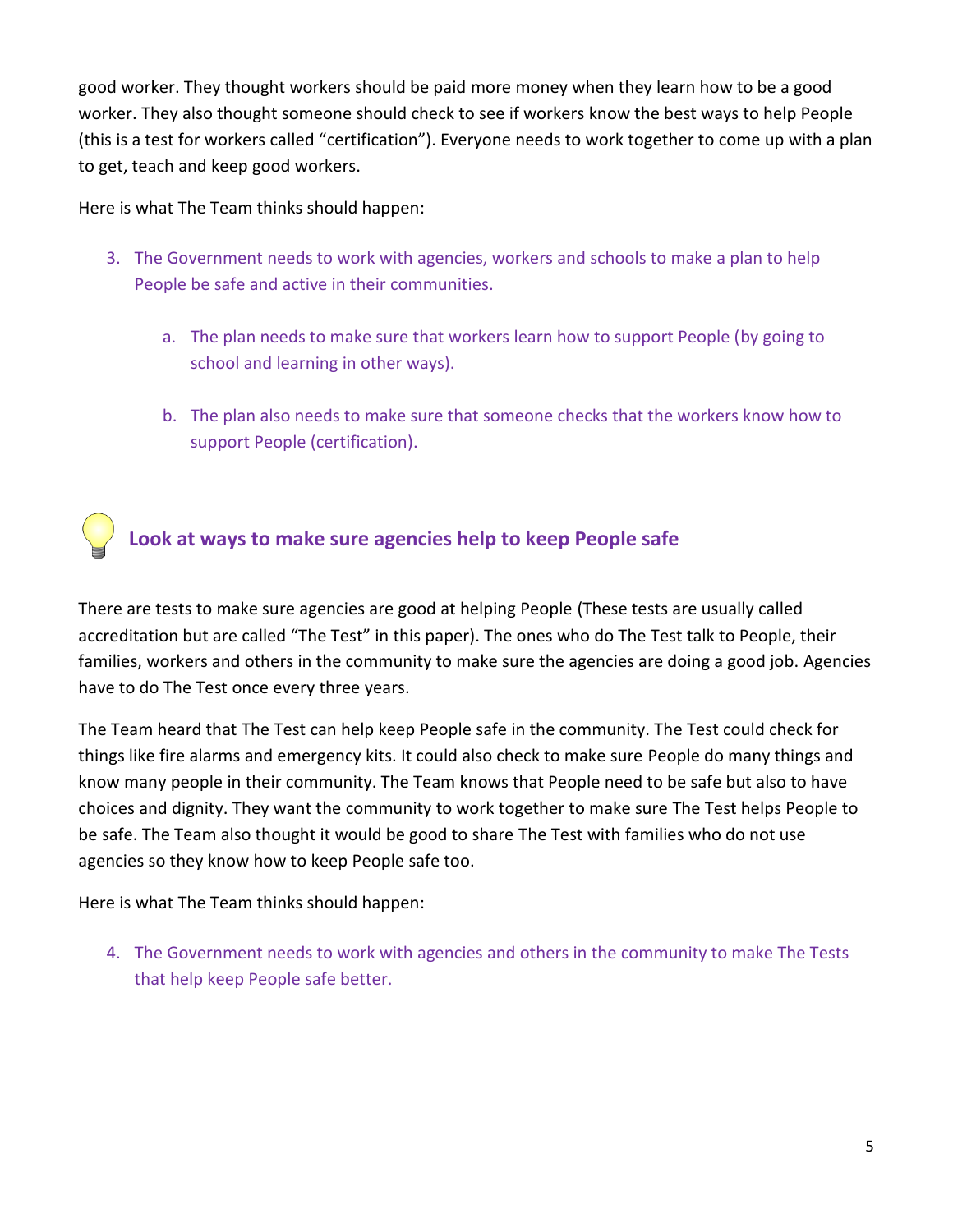good worker. They thought workers should be paid more money when they learn how to be a good worker. They also thought someone should check to see if workers know the best ways to help People (this is a test for workers called "certification"). Everyone needs to work together to come up with a plan to get, teach and keep good workers.

Here is what The Team thinks should happen:

3. The Government needs to work with agencies, workers and schools to make a plan to help People be safe and active in their communities.

    a. The plan needs to make sure that workers learn how to support People (by going to school and learning in other ways).

    b. The plan also needs to make sure that someone checks that the workers know how to support People (certification).

## Look at ways to make sure agencies help to keep People safe

There are tests to make sure agencies are good at helping People (These tests are usually called accreditation but are called "The Test" in this paper). The ones who do The Test talk to People, their families, workers and others in the community to make sure the agencies are doing a good job. Agencies have to do The Test once every three years.

The Team heard that The Test can help keep People safe in the community. The Test could check for things like fire alarms and emergency kits. It could also check to make sure People do many things and know many people in their community. The Team knows that People need to be safe but also to have choices and dignity. They want the community to work together to make sure The Test helps People to be safe. The Team also thought it would be good to share The Test with families who do not use agencies so they know how to keep People safe too.

Here is what The Team thinks should happen:

4. The Government needs to work with agencies and others in the community to make The Tests that help keep People safe better.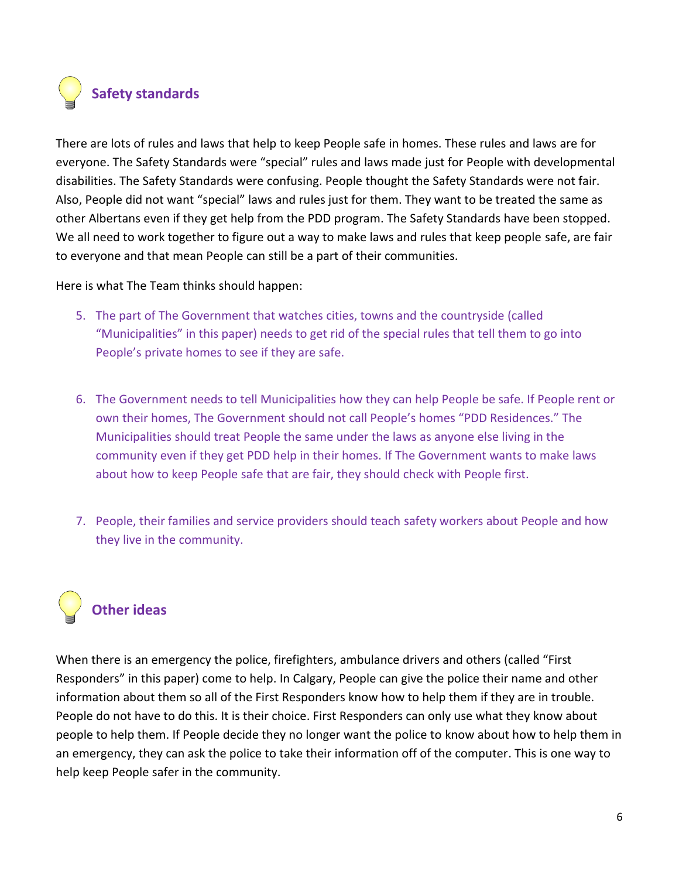## Safety standards

There are lots of rules and laws that help to keep People safe in homes. These rules and laws are for everyone. The Safety Standards were "special" rules and laws made just for People with developmental disabilities. The Safety Standards were confusing. People thought the Safety Standards were not fair. Also, People did not want "special" laws and rules just for them. They want to be treated the same as other Albertans even if they get help from the PDD program. The Safety Standards have been stopped. We all need to work together to figure out a way to make laws and rules that keep people safe, are fair to everyone and that mean People can still be a part of their communities.

Here is what The Team thinks should happen:

5. The part of The Government that watches cities, towns and the countryside (called "Municipalities" in this paper) needs to get rid of the special rules that tell them to go into People's private homes to see if they are safe.

6. The Government needs to tell Municipalities how they can help People be safe. If People rent or own their homes, The Government should not call People's homes "PDD Residences." The Municipalities should treat People the same under the laws as anyone else living in the community even if they get PDD help in their homes. If The Government wants to make laws about how to keep People safe that are fair, they should check with People first.

7. People, their families and service providers should teach safety workers about People and how they live in the community.

## Other ideas

When there is an emergency the police, firefighters, ambulance drivers and others (called "First Responders" in this paper) come to help. In Calgary, People can give the police their name and other information about them so all of the First Responders know how to help them if they are in trouble. People do not have to do this. It is their choice. First Responders can only use what they know about people to help them. If People decide they no longer want the police to know about how to help them in an emergency, they can ask the police to take their information off of the computer. This is one way to help keep People safer in the community.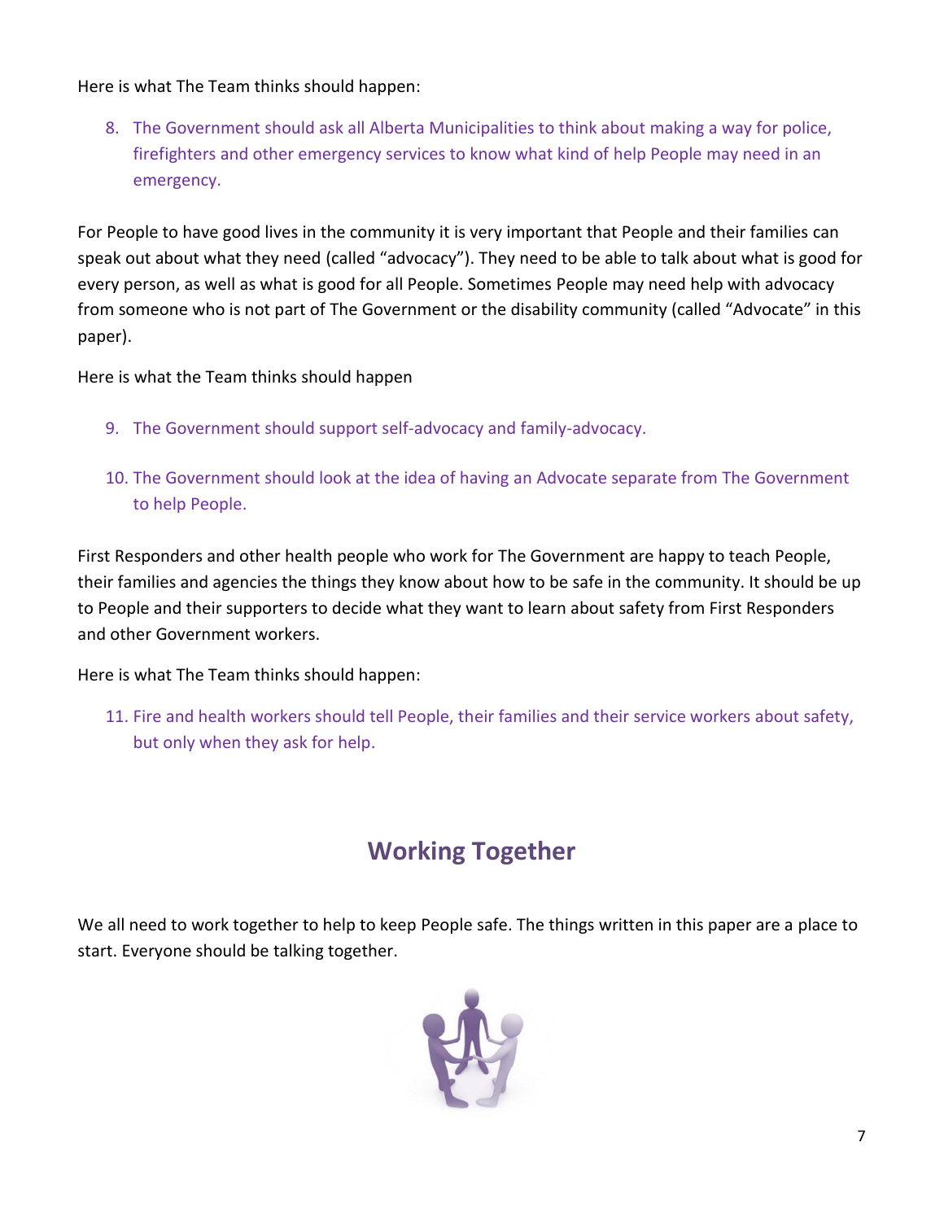Here is what The Team thinks should happen:

8. The Government should ask all Alberta Municipalities to think about making a way for police, firefighters and other emergency services to know what kind of help People may need in an emergency.

For People to have good lives in the community it is very important that People and their families can speak out about what they need (called "advocacy"). They need to be able to talk about what is good for every person, as well as what is good for all People. Sometimes People may need help with advocacy from someone who is not part of The Government or the disability community (called "Advocate" in this paper).

Here is what the Team thinks should happen

9. The Government should support self-advocacy and family-advocacy.

10. The Government should look at the idea of having an Advocate separate from The Government to help People.

First Responders and other health people who work for The Government are happy to teach People, their families and agencies the things they know about how to be safe in the community. It should be up to People and their supporters to decide what they want to learn about safety from First Responders and other Government workers.

Here is what The Team thinks should happen:

11. Fire and health workers should tell People, their families and their service workers about safety, but only when they ask for help.

## Working Together

We all need to work together to help to keep People safe. The things written in this paper are a place to start. Everyone should be talking together.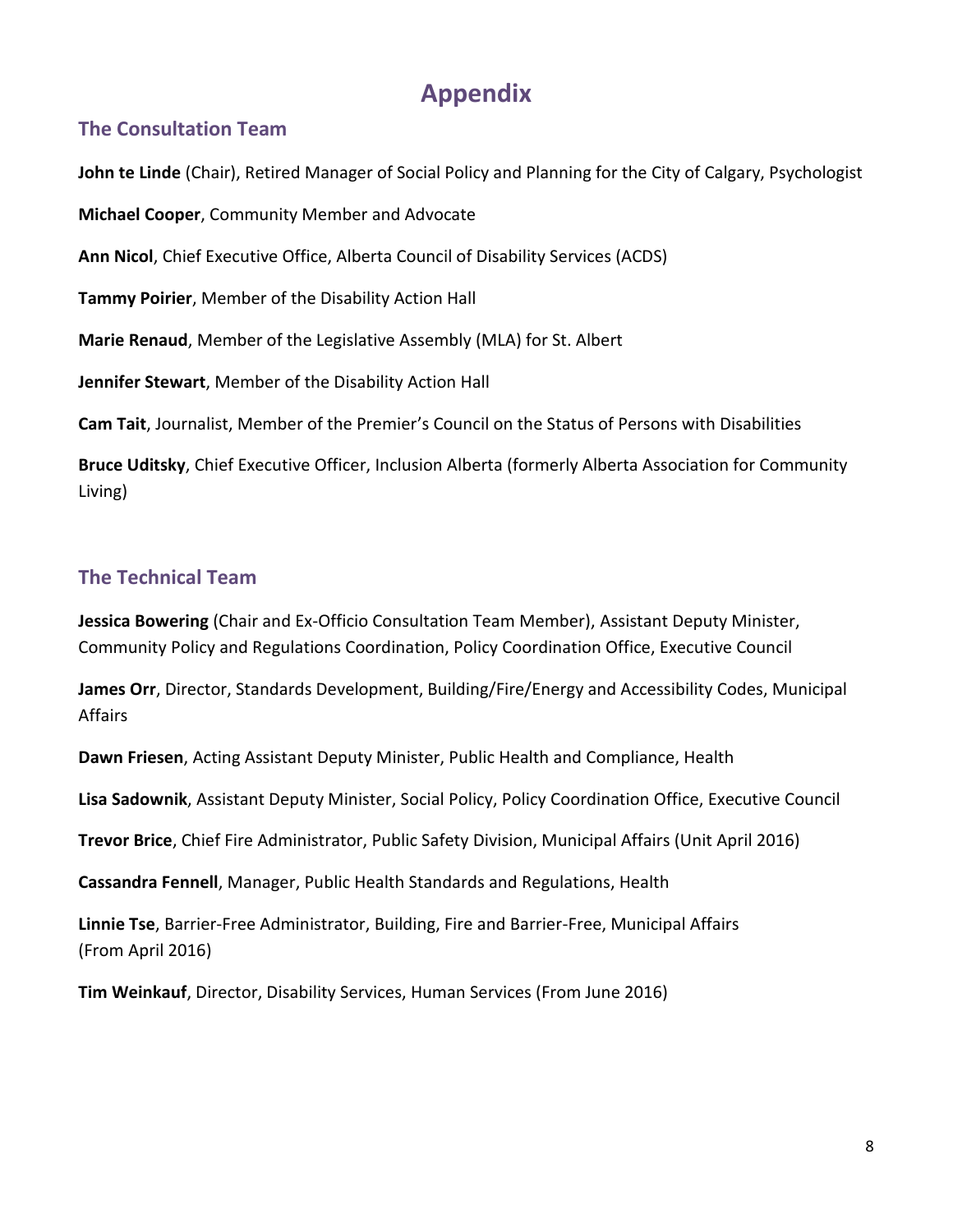# Appendix

## The Consultation Team

**John te Linde** (Chair), Retired Manager of Social Policy and Planning for the City of Calgary, Psychologist

**Michael Cooper**, Community Member and Advocate

**Ann Nicol**, Chief Executive Office, Alberta Council of Disability Services (ACDS)

**Tammy Poirier**, Member of the Disability Action Hall

**Marie Renaud**, Member of the Legislative Assembly (MLA) for St. Albert

**Jennifer Stewart**, Member of the Disability Action Hall

**Cam Tait**, Journalist, Member of the Premier's Council on the Status of Persons with Disabilities

**Bruce Uditsky**, Chief Executive Officer, Inclusion Alberta (formerly Alberta Association for Community Living)

## The Technical Team

**Jessica Bowering** (Chair and Ex-Officio Consultation Team Member), Assistant Deputy Minister, Community Policy and Regulations Coordination, Policy Coordination Office, Executive Council

**James Orr**, Director, Standards Development, Building/Fire/Energy and Accessibility Codes, Municipal Affairs

**Dawn Friesen**, Acting Assistant Deputy Minister, Public Health and Compliance, Health

**Lisa Sadownik**, Assistant Deputy Minister, Social Policy, Policy Coordination Office, Executive Council

**Trevor Brice**, Chief Fire Administrator, Public Safety Division, Municipal Affairs (Unit April 2016)

**Cassandra Fennell**, Manager, Public Health Standards and Regulations, Health

**Linnie Tse**, Barrier-Free Administrator, Building, Fire and Barrier-Free, Municipal Affairs (From April 2016)

**Tim Weinkauf**, Director, Disability Services, Human Services (From June 2016)